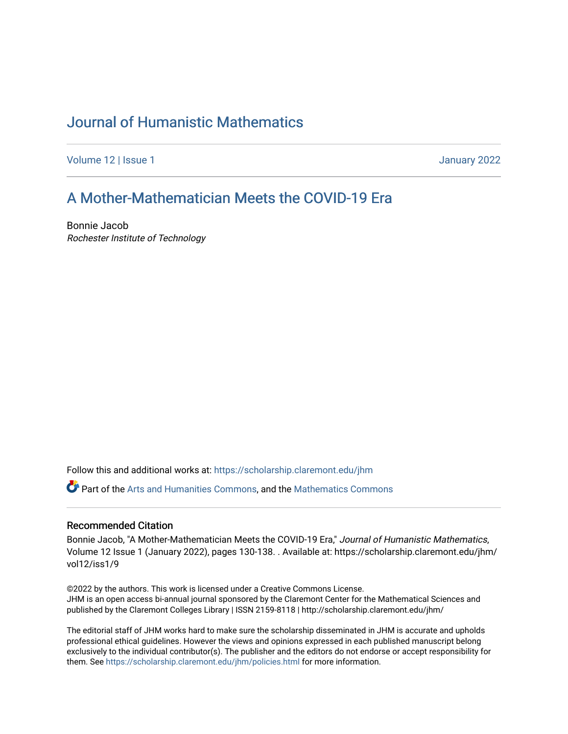# Journal of Humanistic Mathematics

Volume 12 | Issue 1 January 2022

## A Mother-Mathematician Meets the COVID-19 Era

Bonnie Jacob
*Rochester Institute of Technology*

Follow this and additional works at: https://scholarship.claremont.edu/jhm

Part of the Arts and Humanities Commons, and the Mathematics Commons

### Recommended Citation

Bonnie Jacob, "A Mother-Mathematician Meets the COVID-19 Era," *Journal of Humanistic Mathematics*, Volume 12 Issue 1 (January 2022), pages 130-138. . Available at: https://scholarship.claremont.edu/jhm/vol12/iss1/9

©2022 by the authors. This work is licensed under a Creative Commons License.
JHM is an open access bi-annual journal sponsored by the Claremont Center for the Mathematical Sciences and published by the Claremont Colleges Library | ISSN 2159-8118 | http://scholarship.claremont.edu/jhm/

The editorial staff of JHM works hard to make sure the scholarship disseminated in JHM is accurate and upholds professional ethical guidelines. However the views and opinions expressed in each published manuscript belong exclusively to the individual contributor(s). The publisher and the editors do not endorse or accept responsibility for them. See https://scholarship.claremont.edu/jhm/policies.html for more information.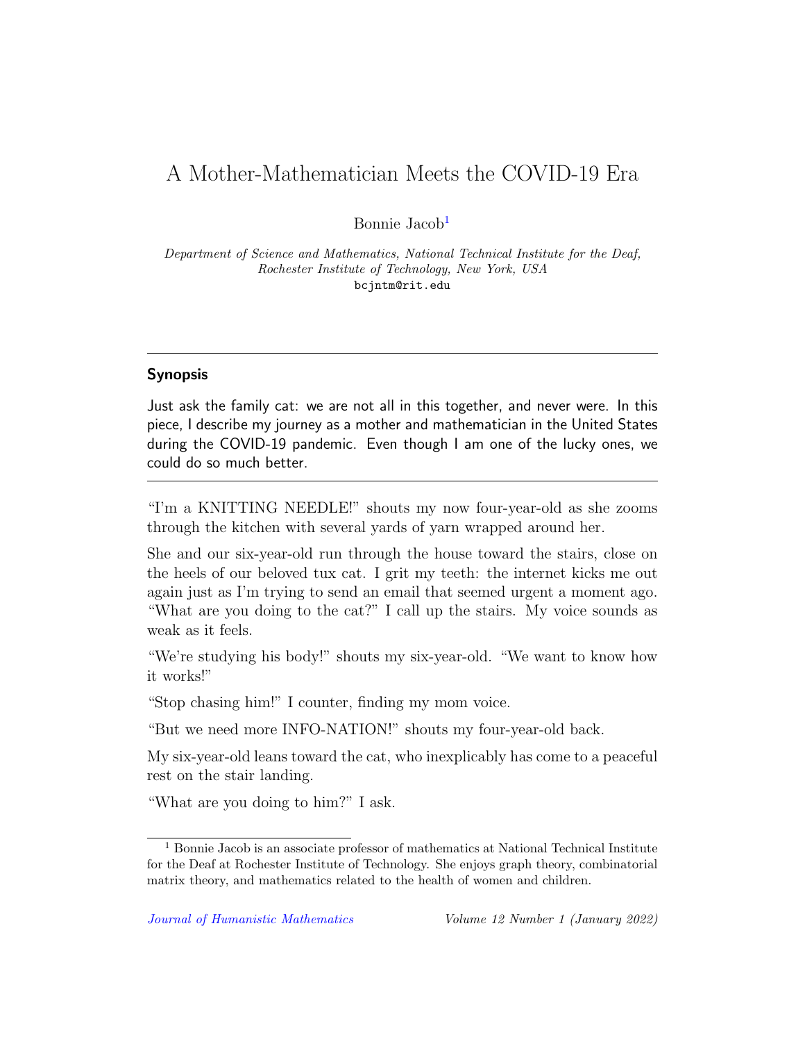# A Mother-Mathematician Meets the COVID-19 Era

Bonnie Jacob[1]

*Department of Science and Mathematics, National Technical Institute for the Deaf, Rochester Institute of Technology, New York, USA*
bcjntm@rit.edu

---

### Synopsis

Just ask the family cat: we are not all in this together, and never were. In this piece, I describe my journey as a mother and mathematician in the United States during the COVID-19 pandemic. Even though I am one of the lucky ones, we could do so much better.

---

"I'm a KNITTING NEEDLE!" shouts my now four-year-old as she zooms through the kitchen with several yards of yarn wrapped around her.

She and our six-year-old run through the house toward the stairs, close on the heels of our beloved tux cat. I grit my teeth: the internet kicks me out again just as I'm trying to send an email that seemed urgent a moment ago. "What are you doing to the cat?" I call up the stairs. My voice sounds as weak as it feels.

"We're studying his body!" shouts my six-year-old. "We want to know how it works!"

"Stop chasing him!" I counter, finding my mom voice.

"But we need more INFO-NATION!" shouts my four-year-old back.

My six-year-old leans toward the cat, who inexplicably has come to a peaceful rest on the stair landing.

"What are you doing to him?" I ask.

[1] Bonnie Jacob is an associate professor of mathematics at National Technical Institute for the Deaf at Rochester Institute of Technology. She enjoys graph theory, combinatorial matrix theory, and mathematics related to the health of women and children.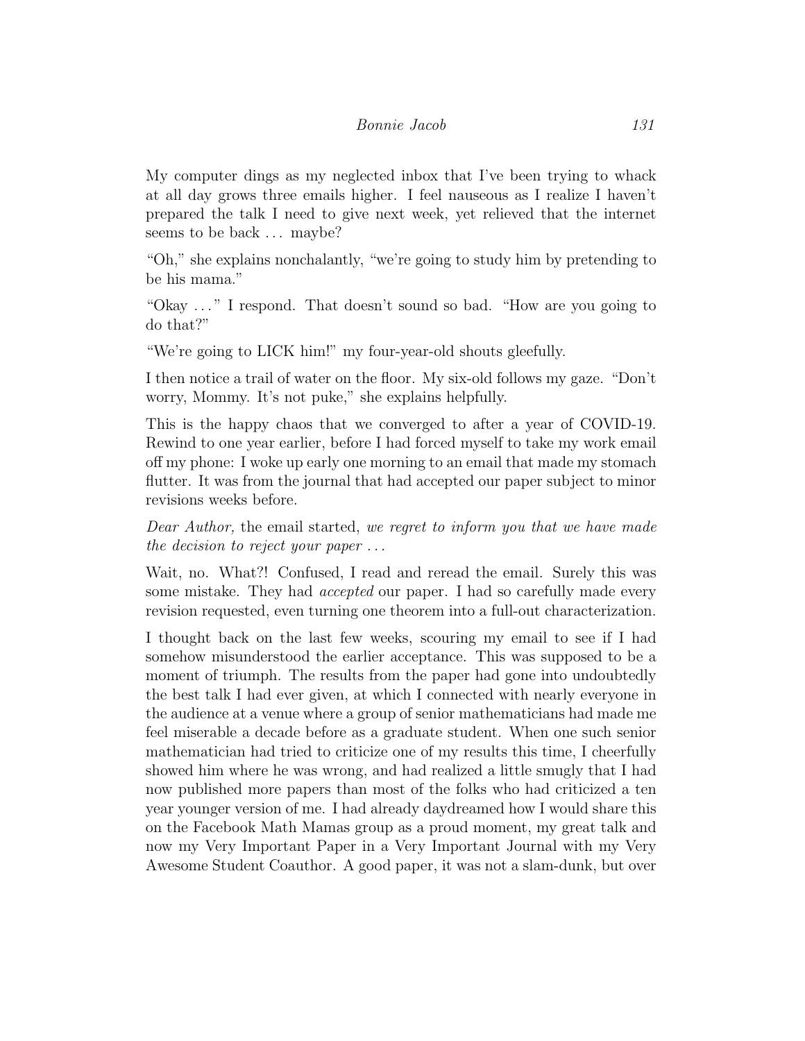My computer dings as my neglected inbox that I've been trying to whack at all day grows three emails higher. I feel nauseous as I realize I haven't prepared the talk I need to give next week, yet relieved that the internet seems to be back . . . maybe?

"Oh," she explains nonchalantly, "we're going to study him by pretending to be his mama."

"Okay . . . " I respond. That doesn't sound so bad. "How are you going to do that?"

"We're going to LICK him!" my four-year-old shouts gleefully.

I then notice a trail of water on the floor. My six-old follows my gaze. "Don't worry, Mommy. It's not puke," she explains helpfully.

This is the happy chaos that we converged to after a year of COVID-19. Rewind to one year earlier, before I had forced myself to take my work email off my phone: I woke up early one morning to an email that made my stomach flutter. It was from the journal that had accepted our paper subject to minor revisions weeks before.

*Dear Author,* the email started, *we regret to inform you that we have made the decision to reject your paper . . .*

Wait, no. What?! Confused, I read and reread the email. Surely this was some mistake. They had *accepted* our paper. I had so carefully made every revision requested, even turning one theorem into a full-out characterization.

I thought back on the last few weeks, scouring my email to see if I had somehow misunderstood the earlier acceptance. This was supposed to be a moment of triumph. The results from the paper had gone into undoubtedly the best talk I had ever given, at which I connected with nearly everyone in the audience at a venue where a group of senior mathematicians had made me feel miserable a decade before as a graduate student. When one such senior mathematician had tried to criticize one of my results this time, I cheerfully showed him where he was wrong, and had realized a little smugly that I had now published more papers than most of the folks who had criticized a ten year younger version of me. I had already daydreamed how I would share this on the Facebook Math Mamas group as a proud moment, my great talk and now my Very Important Paper in a Very Important Journal with my Very Awesome Student Coauthor. A good paper, it was not a slam-dunk, but over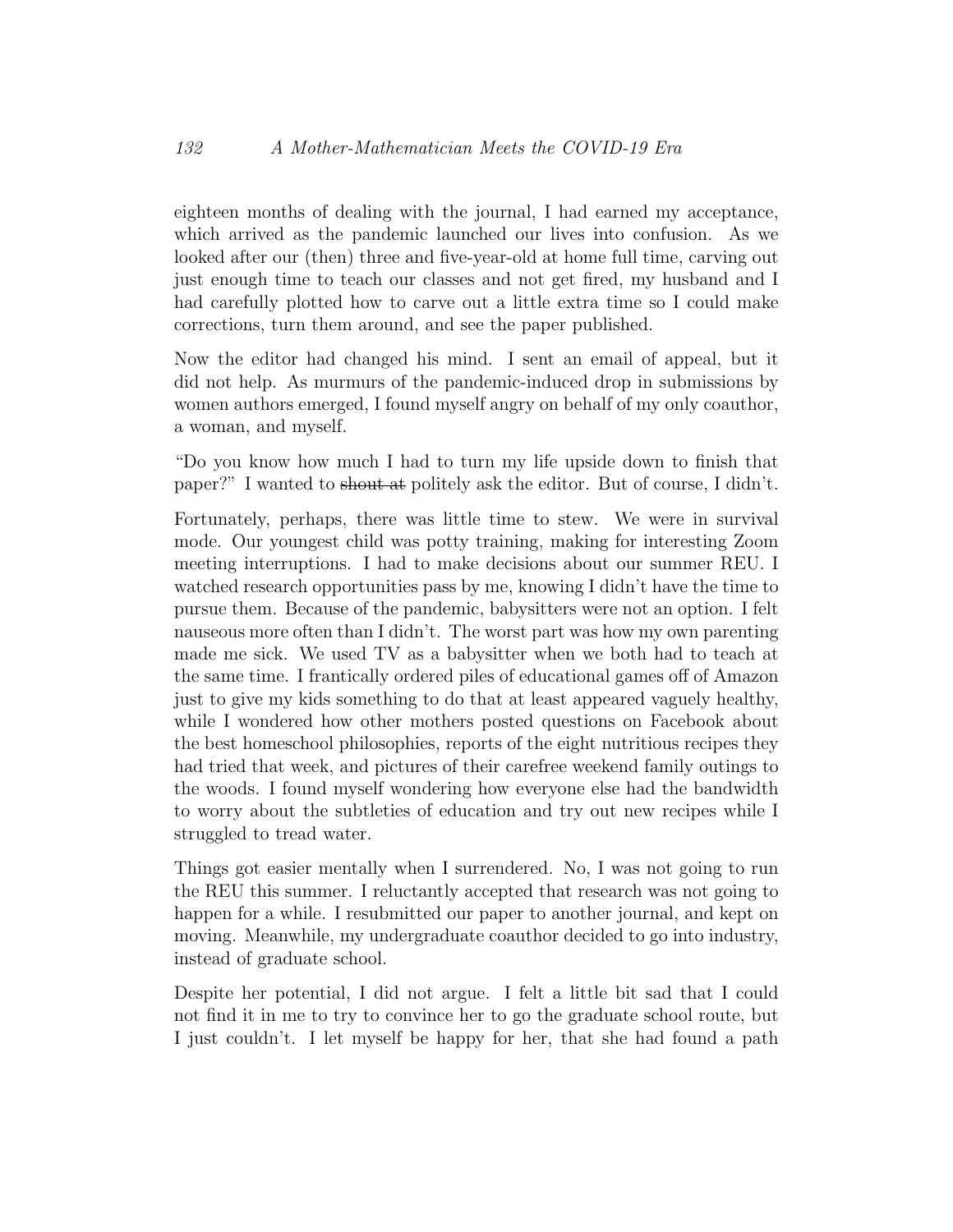eighteen months of dealing with the journal, I had earned my acceptance, which arrived as the pandemic launched our lives into confusion. As we looked after our (then) three and five-year-old at home full time, carving out just enough time to teach our classes and not get fired, my husband and I had carefully plotted how to carve out a little extra time so I could make corrections, turn them around, and see the paper published.

Now the editor had changed his mind. I sent an email of appeal, but it did not help. As murmurs of the pandemic-induced drop in submissions by women authors emerged, I found myself angry on behalf of my only coauthor, a woman, and myself.

"Do you know how much I had to turn my life upside down to finish that paper?" I wanted to ~~shout at~~ politely ask the editor. But of course, I didn't.

Fortunately, perhaps, there was little time to stew. We were in survival mode. Our youngest child was potty training, making for interesting Zoom meeting interruptions. I had to make decisions about our summer REU. I watched research opportunities pass by me, knowing I didn't have the time to pursue them. Because of the pandemic, babysitters were not an option. I felt nauseous more often than I didn't. The worst part was how my own parenting made me sick. We used TV as a babysitter when we both had to teach at the same time. I frantically ordered piles of educational games off of Amazon just to give my kids something to do that at least appeared vaguely healthy, while I wondered how other mothers posted questions on Facebook about the best homeschool philosophies, reports of the eight nutritious recipes they had tried that week, and pictures of their carefree weekend family outings to the woods. I found myself wondering how everyone else had the bandwidth to worry about the subtleties of education and try out new recipes while I struggled to tread water.

Things got easier mentally when I surrendered. No, I was not going to run the REU this summer. I reluctantly accepted that research was not going to happen for a while. I resubmitted our paper to another journal, and kept on moving. Meanwhile, my undergraduate coauthor decided to go into industry, instead of graduate school.

Despite her potential, I did not argue. I felt a little bit sad that I could not find it in me to try to convince her to go the graduate school route, but I just couldn't. I let myself be happy for her, that she had found a path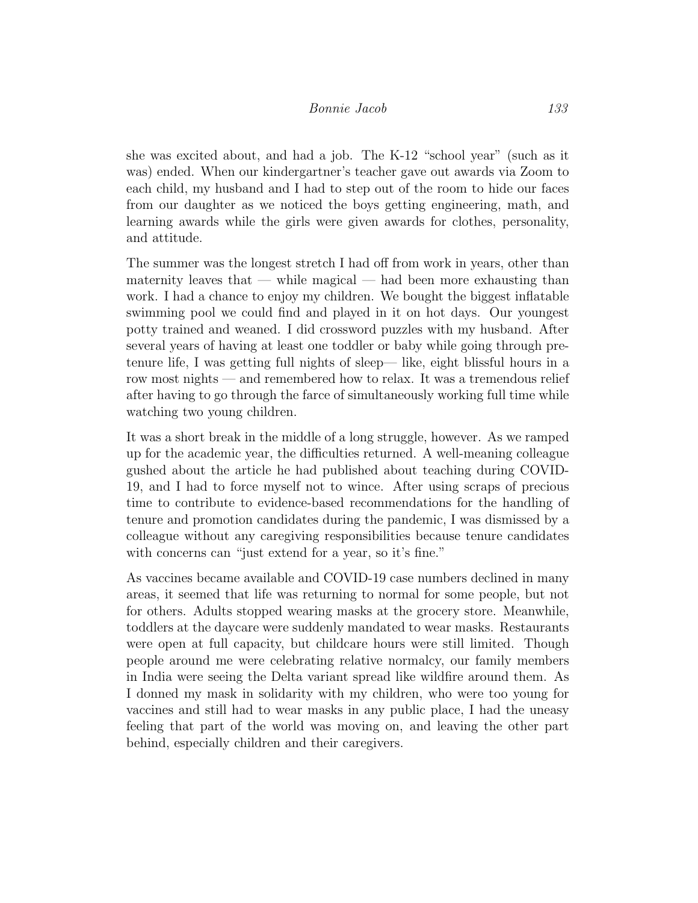she was excited about, and had a job. The K-12 "school year" (such as it was) ended. When our kindergartner's teacher gave out awards via Zoom to each child, my husband and I had to step out of the room to hide our faces from our daughter as we noticed the boys getting engineering, math, and learning awards while the girls were given awards for clothes, personality, and attitude.

The summer was the longest stretch I had off from work in years, other than maternity leaves that — while magical — had been more exhausting than work. I had a chance to enjoy my children. We bought the biggest inflatable swimming pool we could find and played in it on hot days. Our youngest potty trained and weaned. I did crossword puzzles with my husband. After several years of having at least one toddler or baby while going through pre-tenure life, I was getting full nights of sleep— like, eight blissful hours in a row most nights — and remembered how to relax. It was a tremendous relief after having to go through the farce of simultaneously working full time while watching two young children.

It was a short break in the middle of a long struggle, however. As we ramped up for the academic year, the difficulties returned. A well-meaning colleague gushed about the article he had published about teaching during COVID-19, and I had to force myself not to wince. After using scraps of precious time to contribute to evidence-based recommendations for the handling of tenure and promotion candidates during the pandemic, I was dismissed by a colleague without any caregiving responsibilities because tenure candidates with concerns can "just extend for a year, so it's fine."

As vaccines became available and COVID-19 case numbers declined in many areas, it seemed that life was returning to normal for some people, but not for others. Adults stopped wearing masks at the grocery store. Meanwhile, toddlers at the daycare were suddenly mandated to wear masks. Restaurants were open at full capacity, but childcare hours were still limited. Though people around me were celebrating relative normalcy, our family members in India were seeing the Delta variant spread like wildfire around them. As I donned my mask in solidarity with my children, who were too young for vaccines and still had to wear masks in any public place, I had the uneasy feeling that part of the world was moving on, and leaving the other part behind, especially children and their caregivers.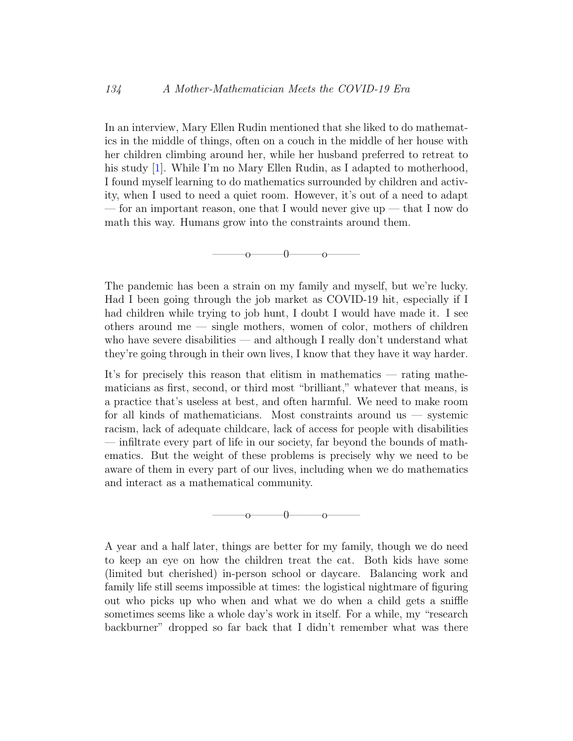In an interview, Mary Ellen Rudin mentioned that she liked to do mathematics in the middle of things, often on a couch in the middle of her house with her children climbing around her, while her husband preferred to retreat to his study [1]. While I'm no Mary Ellen Rudin, as I adapted to motherhood, I found myself learning to do mathematics surrounded by children and activity, when I used to need a quiet room. However, it's out of a need to adapt — for an important reason, one that I would never give up — that I now do math this way. Humans grow into the constraints around them.

———o———0———o———

The pandemic has been a strain on my family and myself, but we're lucky. Had I been going through the job market as COVID-19 hit, especially if I had children while trying to job hunt, I doubt I would have made it. I see others around me — single mothers, women of color, mothers of children who have severe disabilities — and although I really don't understand what they're going through in their own lives, I know that they have it way harder.

It's for precisely this reason that elitism in mathematics — rating mathematicians as first, second, or third most "brilliant," whatever that means, is a practice that's useless at best, and often harmful. We need to make room for all kinds of mathematicians. Most constraints around us — systemic racism, lack of adequate childcare, lack of access for people with disabilities — infiltrate every part of life in our society, far beyond the bounds of mathematics. But the weight of these problems is precisely why we need to be aware of them in every part of our lives, including when we do mathematics and interact as a mathematical community.

———o———0———o———

A year and a half later, things are better for my family, though we do need to keep an eye on how the children treat the cat. Both kids have some (limited but cherished) in-person school or daycare. Balancing work and family life still seems impossible at times: the logistical nightmare of figuring out who picks up who when and what we do when a child gets a sniffle sometimes seems like a whole day's work in itself. For a while, my "research backburner" dropped so far back that I didn't remember what was there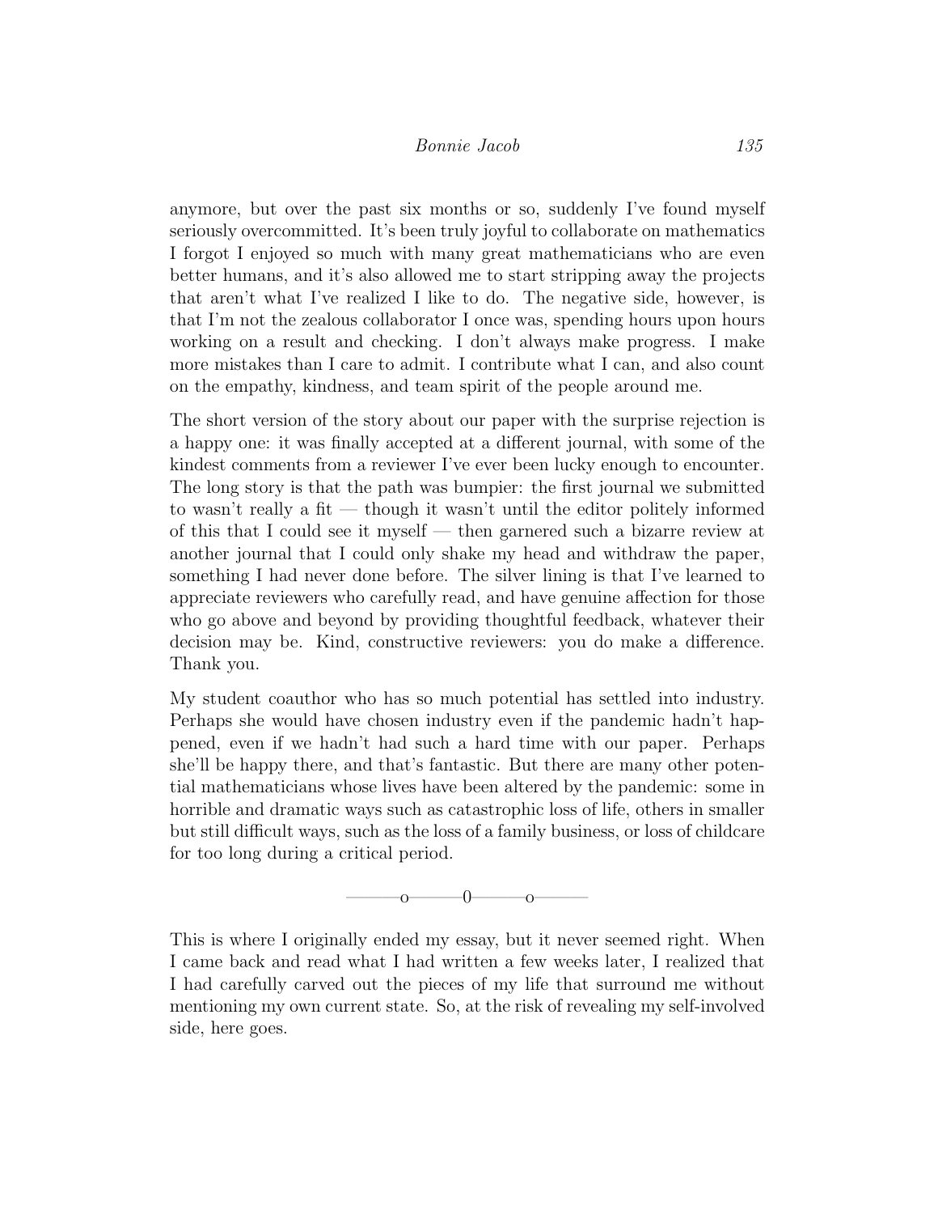anymore, but over the past six months or so, suddenly I've found myself seriously overcommitted. It's been truly joyful to collaborate on mathematics I forgot I enjoyed so much with many great mathematicians who are even better humans, and it's also allowed me to start stripping away the projects that aren't what I've realized I like to do. The negative side, however, is that I'm not the zealous collaborator I once was, spending hours upon hours working on a result and checking. I don't always make progress. I make more mistakes than I care to admit. I contribute what I can, and also count on the empathy, kindness, and team spirit of the people around me.

The short version of the story about our paper with the surprise rejection is a happy one: it was finally accepted at a different journal, with some of the kindest comments from a reviewer I've ever been lucky enough to encounter. The long story is that the path was bumpier: the first journal we submitted to wasn't really a fit — though it wasn't until the editor politely informed of this that I could see it myself — then garnered such a bizarre review at another journal that I could only shake my head and withdraw the paper, something I had never done before. The silver lining is that I've learned to appreciate reviewers who carefully read, and have genuine affection for those who go above and beyond by providing thoughtful feedback, whatever their decision may be. Kind, constructive reviewers: you do make a difference. Thank you.

My student coauthor who has so much potential has settled into industry. Perhaps she would have chosen industry even if the pandemic hadn't happened, even if we hadn't had such a hard time with our paper. Perhaps she'll be happy there, and that's fantastic. But there are many other potential mathematicians whose lives have been altered by the pandemic: some in horrible and dramatic ways such as catastrophic loss of life, others in smaller but still difficult ways, such as the loss of a family business, or loss of childcare for too long during a critical period.

———o———0———o———

This is where I originally ended my essay, but it never seemed right. When I came back and read what I had written a few weeks later, I realized that I had carefully carved out the pieces of my life that surround me without mentioning my own current state. So, at the risk of revealing my self-involved side, here goes.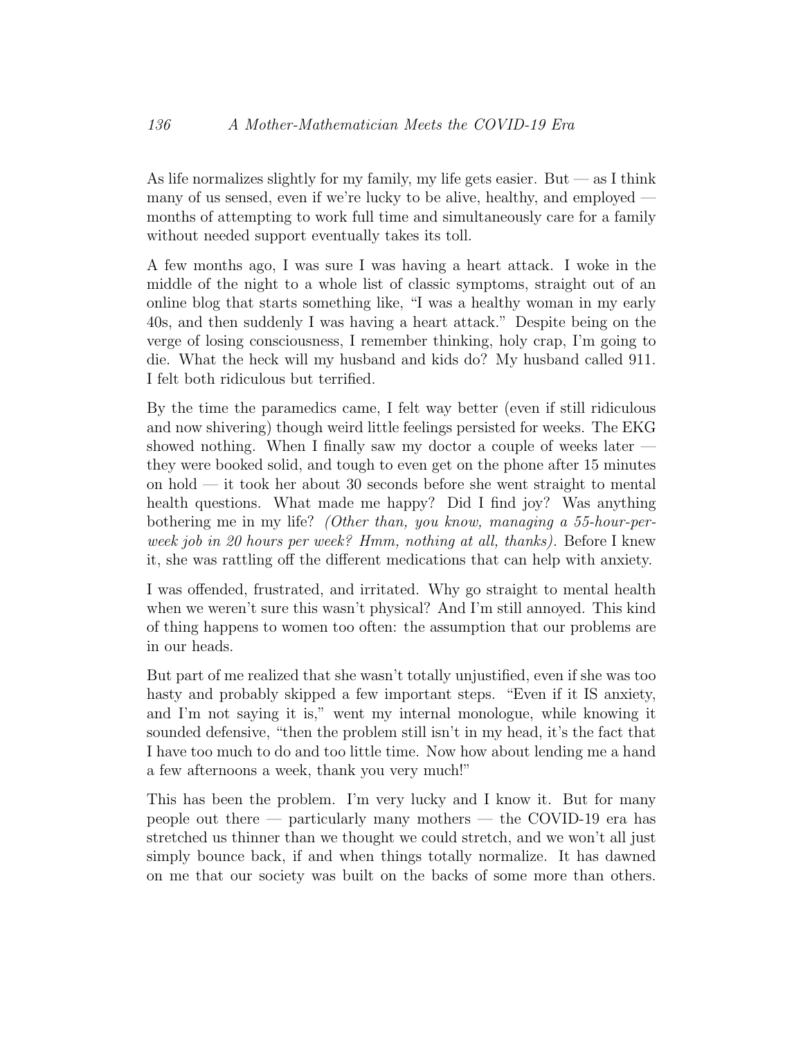As life normalizes slightly for my family, my life gets easier. But — as I think many of us sensed, even if we're lucky to be alive, healthy, and employed — months of attempting to work full time and simultaneously care for a family without needed support eventually takes its toll.

A few months ago, I was sure I was having a heart attack. I woke in the middle of the night to a whole list of classic symptoms, straight out of an online blog that starts something like, "I was a healthy woman in my early 40s, and then suddenly I was having a heart attack." Despite being on the verge of losing consciousness, I remember thinking, holy crap, I'm going to die. What the heck will my husband and kids do? My husband called 911. I felt both ridiculous but terrified.

By the time the paramedics came, I felt way better (even if still ridiculous and now shivering) though weird little feelings persisted for weeks. The EKG showed nothing. When I finally saw my doctor a couple of weeks later — they were booked solid, and tough to even get on the phone after 15 minutes on hold — it took her about 30 seconds before she went straight to mental health questions. What made me happy? Did I find joy? Was anything bothering me in my life? *(Other than, you know, managing a 55-hour-per-week job in 20 hours per week? Hmm, nothing at all, thanks).* Before I knew it, she was rattling off the different medications that can help with anxiety.

I was offended, frustrated, and irritated. Why go straight to mental health when we weren't sure this wasn't physical? And I'm still annoyed. This kind of thing happens to women too often: the assumption that our problems are in our heads.

But part of me realized that she wasn't totally unjustified, even if she was too hasty and probably skipped a few important steps. "Even if it IS anxiety, and I'm not saying it is," went my internal monologue, while knowing it sounded defensive, "then the problem still isn't in my head, it's the fact that I have too much to do and too little time. Now how about lending me a hand a few afternoons a week, thank you very much!"

This has been the problem. I'm very lucky and I know it. But for many people out there — particularly many mothers — the COVID-19 era has stretched us thinner than we thought we could stretch, and we won't all just simply bounce back, if and when things totally normalize. It has dawned on me that our society was built on the backs of some more than others.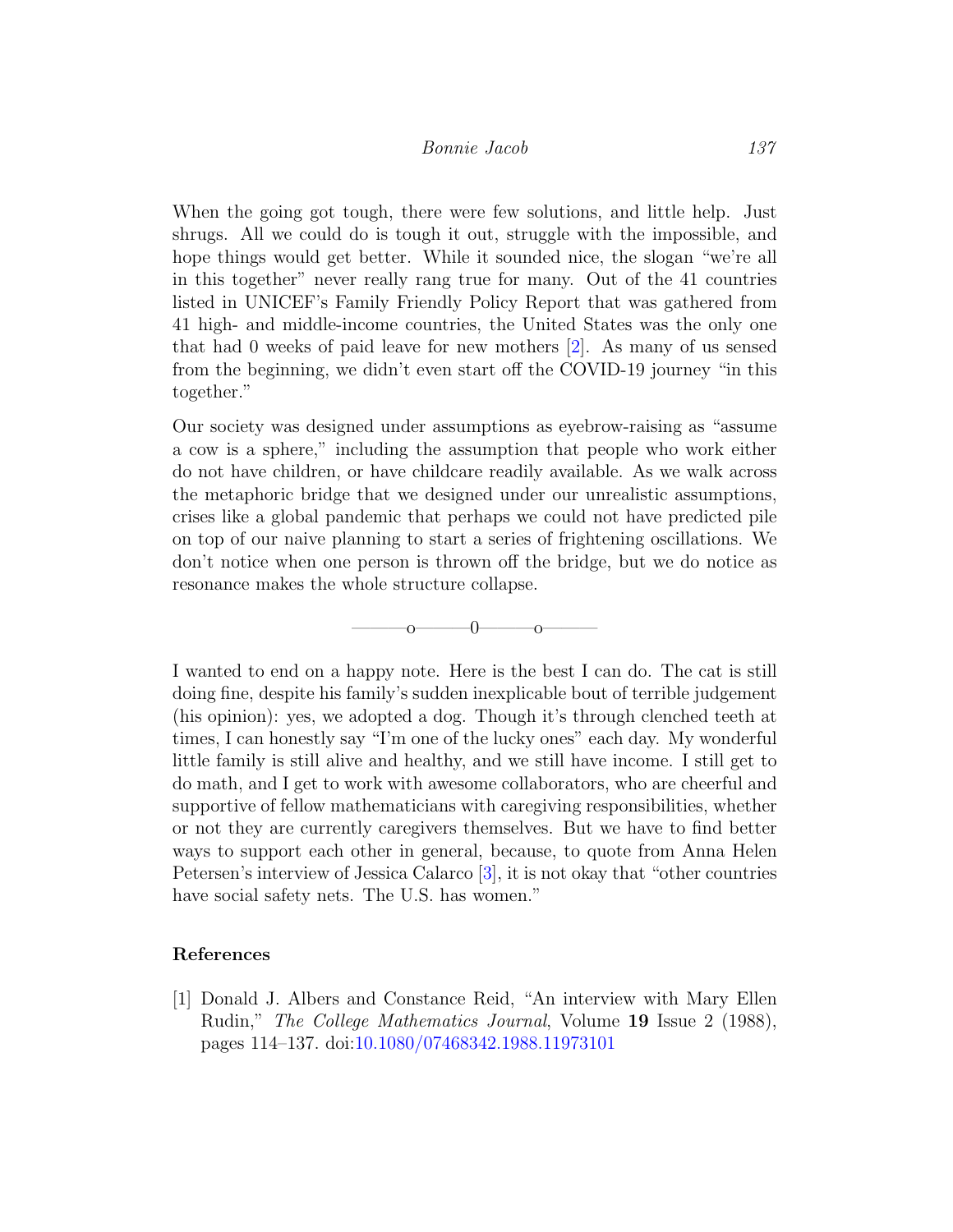When the going got tough, there were few solutions, and little help. Just shrugs. All we could do is tough it out, struggle with the impossible, and hope things would get better. While it sounded nice, the slogan "we're all in this together" never really rang true for many. Out of the 41 countries listed in UNICEF's Family Friendly Policy Report that was gathered from 41 high- and middle-income countries, the United States was the only one that had 0 weeks of paid leave for new mothers [2]. As many of us sensed from the beginning, we didn't even start off the COVID-19 journey "in this together."

Our society was designed under assumptions as eyebrow-raising as "assume a cow is a sphere," including the assumption that people who work either do not have children, or have childcare readily available. As we walk across the metaphoric bridge that we designed under our unrealistic assumptions, crises like a global pandemic that perhaps we could not have predicted pile on top of our naive planning to start a series of frightening oscillations. We don't notice when one person is thrown off the bridge, but we do notice as resonance makes the whole structure collapse.

———o———0———o———

I wanted to end on a happy note. Here is the best I can do. The cat is still doing fine, despite his family's sudden inexplicable bout of terrible judgement (his opinion): yes, we adopted a dog. Though it's through clenched teeth at times, I can honestly say "I'm one of the lucky ones" each day. My wonderful little family is still alive and healthy, and we still have income. I still get to do math, and I get to work with awesome collaborators, who are cheerful and supportive of fellow mathematicians with caregiving responsibilities, whether or not they are currently caregivers themselves. But we have to find better ways to support each other in general, because, to quote from Anna Helen Petersen's interview of Jessica Calarco [3], it is not okay that "other countries have social safety nets. The U.S. has women."

## References

[1] Donald J. Albers and Constance Reid, "An interview with Mary Ellen Rudin," *The College Mathematics Journal*, Volume **19** Issue 2 (1988), pages 114–137. doi:10.1080/07468342.1988.11973101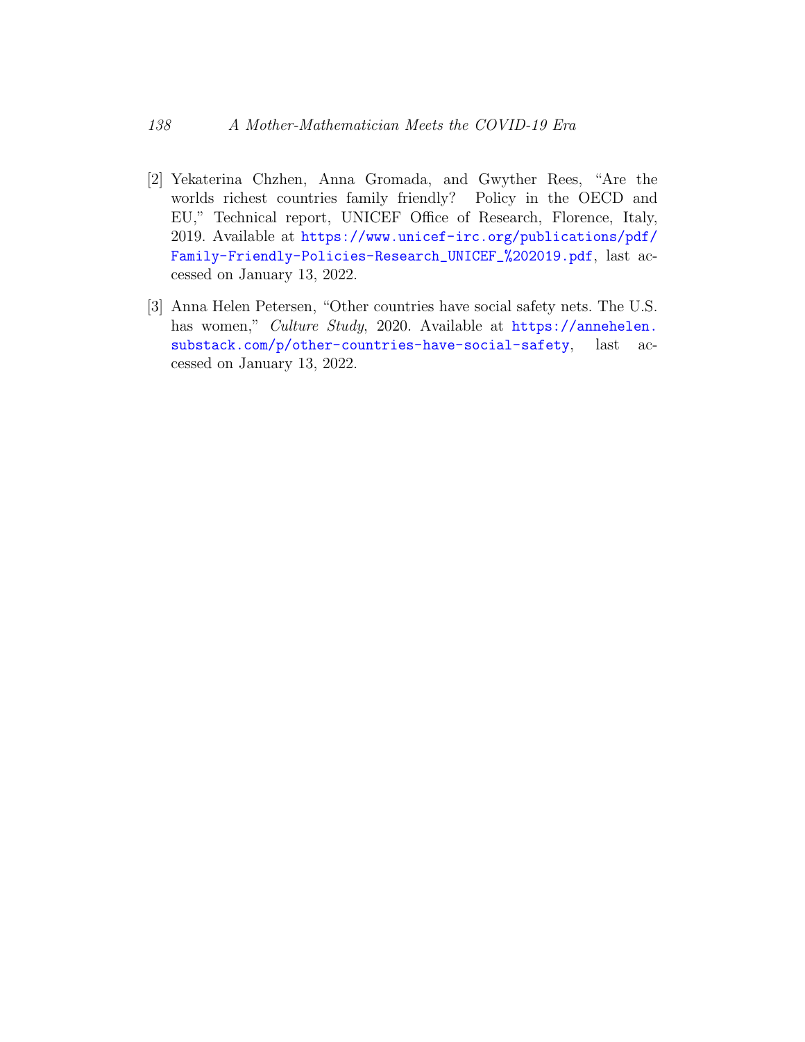[2] Yekaterina Chzhen, Anna Gromada, and Gwyther Rees, "Are the worlds richest countries family friendly? Policy in the OECD and EU," Technical report, UNICEF Office of Research, Florence, Italy, 2019. Available at https://www.unicef-irc.org/publications/pdf/Family-Friendly-Policies-Research_UNICEF_%202019.pdf, last accessed on January 13, 2022.

[3] Anna Helen Petersen, "Other countries have social safety nets. The U.S. has women," *Culture Study*, 2020. Available at https://annehelen.substack.com/p/other-countries-have-social-safety, last accessed on January 13, 2022.